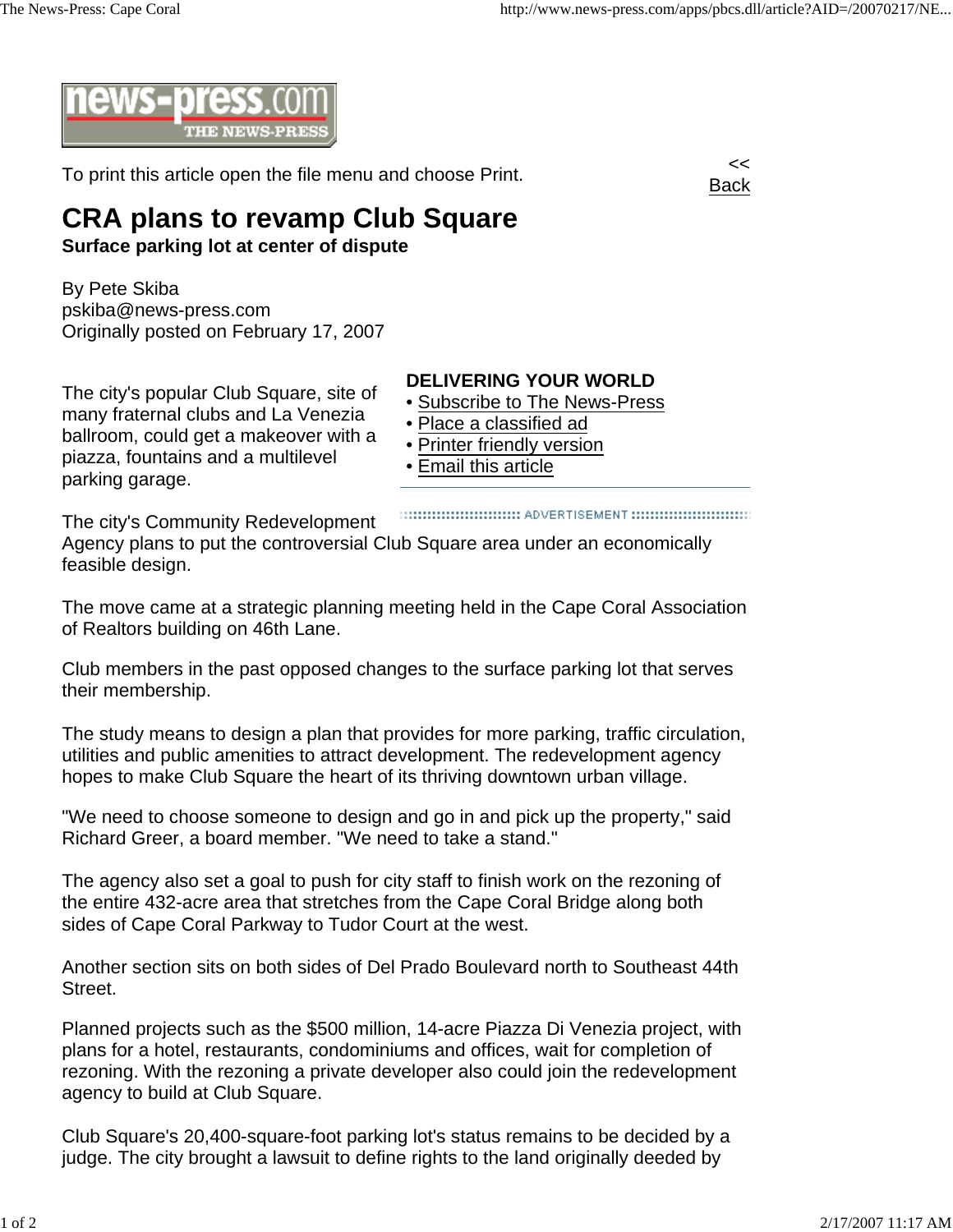To print this article open the file menu and choose Print.

<< Back

# CRA plans to revamp Club Square

**Surface parking lot at center of dispute**

By Pete Skiba
pskiba@news-press.com
Originally posted on February 17, 2007

**DELIVERING YOUR WORLD**

- Subscribe to The News-Press
- Place a classified ad
- Printer friendly version
- Email this article

The city's popular Club Square, site of many fraternal clubs and La Venezia ballroom, could get a makeover with a piazza, fountains and a multilevel parking garage.

The city's Community Redevelopment Agency plans to put the controversial Club Square area under an economically feasible design.

The move came at a strategic planning meeting held in the Cape Coral Association of Realtors building on 46th Lane.

Club members in the past opposed changes to the surface parking lot that serves their membership.

The study means to design a plan that provides for more parking, traffic circulation, utilities and public amenities to attract development. The redevelopment agency hopes to make Club Square the heart of its thriving downtown urban village.

"We need to choose someone to design and go in and pick up the property," said Richard Greer, a board member. "We need to take a stand."

The agency also set a goal to push for city staff to finish work on the rezoning of the entire 432-acre area that stretches from the Cape Coral Bridge along both sides of Cape Coral Parkway to Tudor Court at the west.

Another section sits on both sides of Del Prado Boulevard north to Southeast 44th Street.

Planned projects such as the $500 million, 14-acre Piazza Di Venezia project, with plans for a hotel, restaurants, condominiums and offices, wait for completion of rezoning. With the rezoning a private developer also could join the redevelopment agency to build at Club Square.

Club Square's 20,400-square-foot parking lot's status remains to be decided by a judge. The city brought a lawsuit to define rights to the land originally deeded by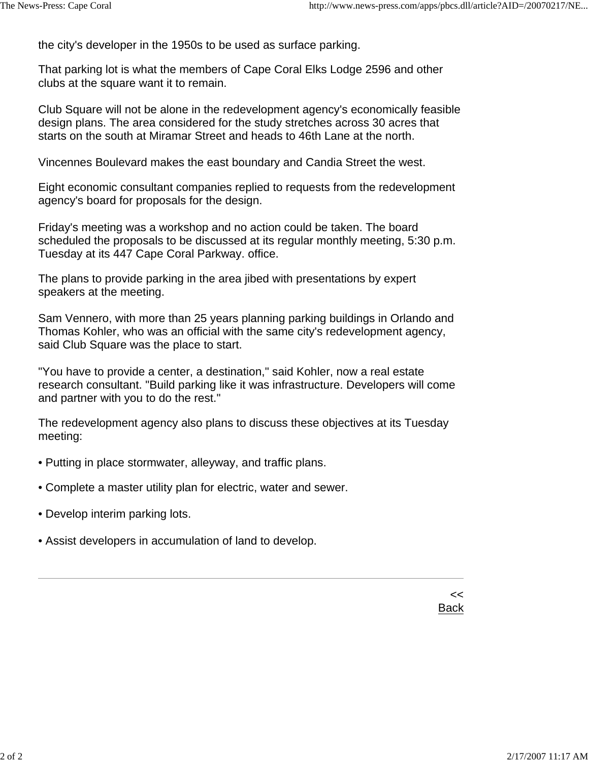the city's developer in the 1950s to be used as surface parking.

That parking lot is what the members of Cape Coral Elks Lodge 2596 and other clubs at the square want it to remain.

Club Square will not be alone in the redevelopment agency's economically feasible design plans. The area considered for the study stretches across 30 acres that starts on the south at Miramar Street and heads to 46th Lane at the north.

Vincennes Boulevard makes the east boundary and Candia Street the west.

Eight economic consultant companies replied to requests from the redevelopment agency's board for proposals for the design.

Friday's meeting was a workshop and no action could be taken. The board scheduled the proposals to be discussed at its regular monthly meeting, 5:30 p.m. Tuesday at its 447 Cape Coral Parkway. office.

The plans to provide parking in the area jibed with presentations by expert speakers at the meeting.

Sam Vennero, with more than 25 years planning parking buildings in Orlando and Thomas Kohler, who was an official with the same city's redevelopment agency, said Club Square was the place to start.

"You have to provide a center, a destination," said Kohler, now a real estate research consultant. "Build parking like it was infrastructure. Developers will come and partner with you to do the rest."

The redevelopment agency also plans to discuss these objectives at its Tuesday meeting:

- Putting in place stormwater, alleyway, and traffic plans.
- Complete a master utility plan for electric, water and sewer.
- Develop interim parking lots.
- Assist developers in accumulation of land to develop.

---

<< Back